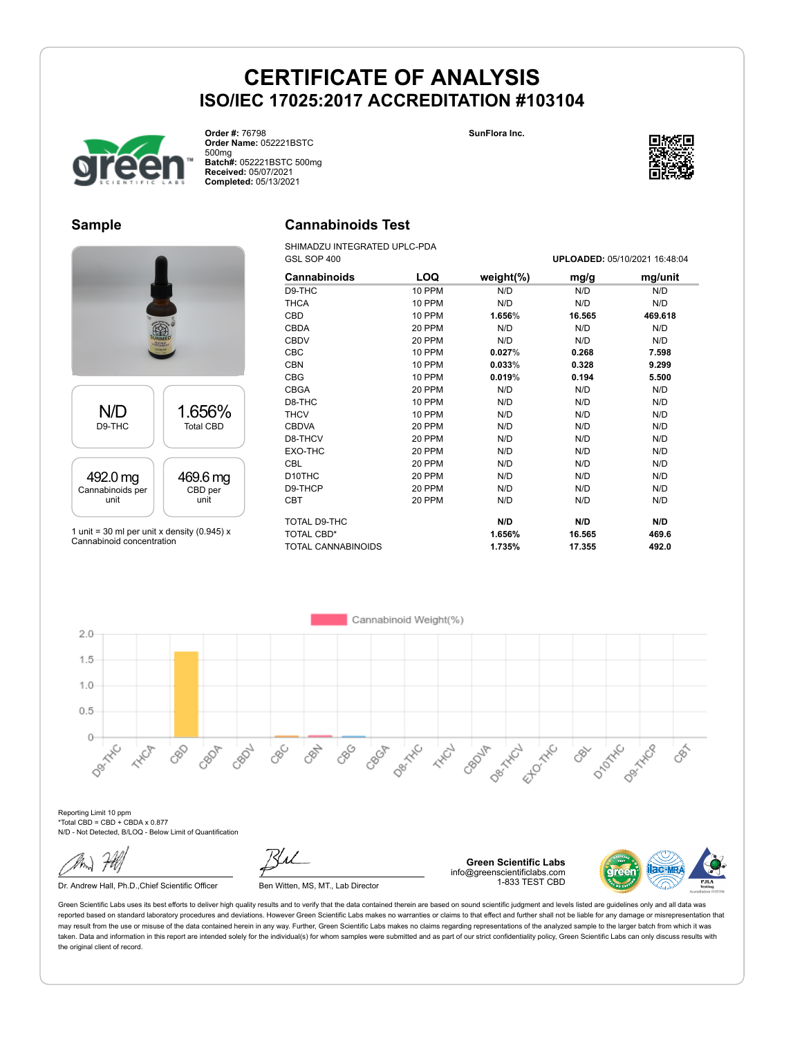# CERTIFICATE OF ANALYSIS

## ISO/IEC 17025:2017 ACCREDITATION #103104

**Order #:** 76798
**Order Name:** 052221BSTC 500mg
**Batch#:** 052221BSTC 500mg
**Received:** 05/07/2021
**Completed:** 05/13/2021

**SunFlora Inc.**

## Sample

| N/D | 1.656% |
|---|---|
| D9-THC | Total CBD |
| **492.0 mg** | **469.6 mg** |
| Cannabinoids per unit | CBD per unit |

1 unit = 30 ml per unit x density (0.945) x Cannabinoid concentration

## Cannabinoids Test

SHIMADZU INTEGRATED UPLC-PDA
GSL SOP 400

**UPLOADED:** 05/10/2021 16:48:04

| Cannabinoids | LOQ | weight(%) | mg/g | mg/unit |
|---|---|---|---|---|
| D9-THC | 10 PPM | N/D | N/D | N/D |
| THCA | 10 PPM | N/D | N/D | N/D |
| CBD | 10 PPM | **1.656%** | **16.565** | **469.618** |
| CBDA | 20 PPM | N/D | N/D | N/D |
| CBDV | 20 PPM | N/D | N/D | N/D |
| CBC | 10 PPM | **0.027%** | **0.268** | **7.598** |
| CBN | 10 PPM | **0.033%** | **0.328** | **9.299** |
| CBG | 10 PPM | **0.019%** | **0.194** | **5.500** |
| CBGA | 20 PPM | N/D | N/D | N/D |
| D8-THC | 10 PPM | N/D | N/D | N/D |
| THCV | 10 PPM | N/D | N/D | N/D |
| CBDVA | 20 PPM | N/D | N/D | N/D |
| D8-THCV | 20 PPM | N/D | N/D | N/D |
| EXO-THC | 20 PPM | N/D | N/D | N/D |
| CBL | 20 PPM | N/D | N/D | N/D |
| D10THC | 20 PPM | N/D | N/D | N/D |
| D9-THCP | 20 PPM | N/D | N/D | N/D |
| CBT | 20 PPM | N/D | N/D | N/D |
| TOTAL D9-THC | | **N/D** | **N/D** | **N/D** |
| TOTAL CBD* | | **1.656%** | **16.565** | **469.6** |
| TOTAL CANNABINOIDS | | **1.735%** | **17.355** | **492.0** |

Reporting Limit 10 ppm
*Total CBD = CBD + CBDA x 0.877
N/D - Not Detected, B/LOQ - Below Limit of Quantification

Dr. Andrew Hall, Ph.D.,Chief Scientific Officer

Ben Witten, MS, MT., Lab Director

**Green Scientific Labs**
info@greenscientificlabs.com
1-833 TEST CBD

Green Scientific Labs uses its best efforts to deliver high quality results and to verify that the data contained therein are based on sound scientific judgment and levels listed are guidelines only and all data was reported based on standard laboratory procedures and deviations. However Green Scientific Labs makes no warranties or claims to that effect and further shall not be liable for any damage or misrepresentation that may result from the use or misuse of the data contained herein in any way. Further, Green Scientific Labs makes no claims regarding representations of the analyzed sample to the larger batch from which it was taken. Data and information in this report are intended solely for the individual(s) for whom samples were submitted and as part of our strict confidentiality policy, Green Scientific Labs can only discuss results with the original client of record.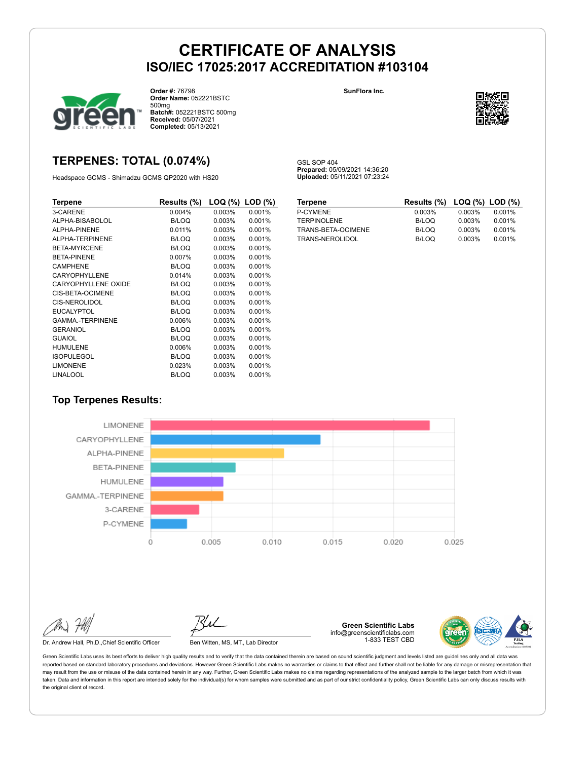# CERTIFICATE OF ANALYSIS
## ISO/IEC 17025:2017 ACCREDITATION #103104

**Order #:** 76798
**Order Name:** 052221BSTC 500mg
**Batch#:** 052221BSTC 500mg
**Received:** 05/07/2021
**Completed:** 05/13/2021

**SunFlora Inc.**

## TERPENES: TOTAL (0.074%)

Headspace GCMS - Shimadzu GCMS QP2020 with HS20

GSL SOP 404
**Prepared:** 05/09/2021 14:36:20
**Uploaded:** 05/11/2021 07:23:24

| Terpene | Results (%) | LOQ (%) | LOD (%) |
|---|---|---|---|
| 3-CARENE | 0.004% | 0.003% | 0.001% |
| ALPHA-BISABOLOL | B/LOQ | 0.003% | 0.001% |
| ALPHA-PINENE | 0.011% | 0.003% | 0.001% |
| ALPHA-TERPINENE | B/LOQ | 0.003% | 0.001% |
| BETA-MYRCENE | B/LOQ | 0.003% | 0.001% |
| BETA-PINENE | 0.007% | 0.003% | 0.001% |
| CAMPHENE | B/LOQ | 0.003% | 0.001% |
| CARYOPHYLLENE | 0.014% | 0.003% | 0.001% |
| CARYOPHYLLENE OXIDE | B/LOQ | 0.003% | 0.001% |
| CIS-BETA-OCIMENE | B/LOQ | 0.003% | 0.001% |
| CIS-NEROLIDOL | B/LOQ | 0.003% | 0.001% |
| EUCALYPTOL | B/LOQ | 0.003% | 0.001% |
| GAMMA.-TERPINENE | 0.006% | 0.003% | 0.001% |
| GERANIOL | B/LOQ | 0.003% | 0.001% |
| GUAIOL | B/LOQ | 0.003% | 0.001% |
| HUMULENE | 0.006% | 0.003% | 0.001% |
| ISOPULEGOL | B/LOQ | 0.003% | 0.001% |
| LIMONENE | 0.023% | 0.003% | 0.001% |
| LINALOOL | B/LOQ | 0.003% | 0.001% |
| P-CYMENE | 0.003% | 0.003% | 0.001% |
| TERPINOLENE | B/LOQ | 0.003% | 0.001% |
| TRANS-BETA-OCIMENE | B/LOQ | 0.003% | 0.001% |
| TRANS-NEROLIDOL | B/LOQ | 0.003% | 0.001% |

## Top Terpenes Results:

| Terpene | Result (%) |
|---|---|
| LIMONENE | 0.023 |
| CARYOPHYLLENE | 0.014 |
| ALPHA-PINENE | 0.011 |
| BETA-PINENE | 0.007 |
| HUMULENE | 0.006 |
| GAMMA.-TERPINENE | 0.006 |
| 3-CARENE | 0.004 |
| P-CYMENE | 0.003 |

Dr. Andrew Hall, Ph.D.,Chief Scientific Officer

Ben Witten, MS, MT., Lab Director

**Green Scientific Labs**
info@greenscientificlabs.com
1-833 TEST CBD

Green Scientific Labs uses its best efforts to deliver high quality results and to verify that the data contained therein are based on sound scientific judgment and levels listed are guidelines only and all data was reported based on standard laboratory procedures and deviations. However Green Scientific Labs makes no warranties or claims to that effect and further shall not be liable for any damage or misrepresentation that may result from the use or misuse of the data contained herein in any way. Further, Green Scientific Labs makes no claims regarding representations of the analyzed sample to the larger batch from which it was taken. Data and information in this report are intended solely for the individual(s) for whom samples were submitted and as part of our strict confidentiality policy, Green Scientific Labs can only discuss results with the original client of record.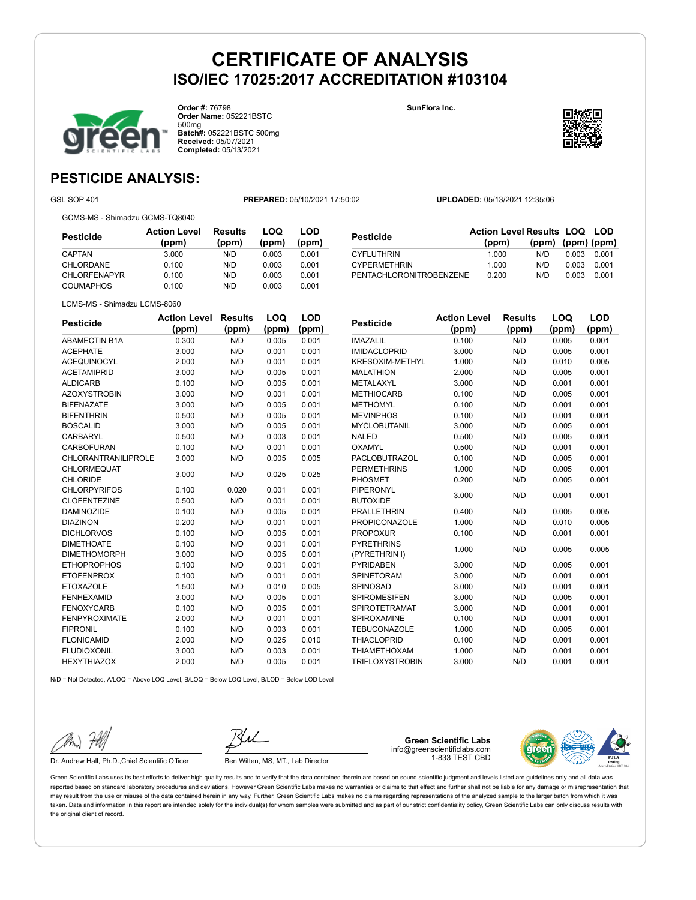# CERTIFICATE OF ANALYSIS

## ISO/IEC 17025:2017 ACCREDITATION #103104

**Order #:** 76798
**Order Name:** 052221BSTC 500mg
**Batch#:** 052221BSTC 500mg
**Received:** 05/07/2021
**Completed:** 05/13/2021

**SunFlora Inc.**

## PESTICIDE ANALYSIS:

GSL SOP 401 **PREPARED:** 05/10/2021 17:50:02 **UPLOADED:** 05/13/2021 12:35:06

GCMS-MS - Shimadzu GCMS-TQ8040

| Pesticide | Action Level (ppm) | Results (ppm) | LOQ (ppm) | LOD (ppm) |
|---|---|---|---|---|
| CAPTAN | 3.000 | N/D | 0.003 | 0.001 |
| CHLORDANE | 0.100 | N/D | 0.003 | 0.001 |
| CHLORFENAPYR | 0.100 | N/D | 0.003 | 0.001 |
| COUMAPHOS | 0.100 | N/D | 0.003 | 0.001 |
| CYFLUTHRIN | 1.000 | N/D | 0.003 | 0.001 |
| CYPERMETHRIN | 1.000 | N/D | 0.003 | 0.001 |
| PENTACHLORONITROBENZENE | 0.200 | N/D | 0.003 | 0.001 |

LCMS-MS - Shimadzu LCMS-8060

| Pesticide | Action Level (ppm) | Results (ppm) | LOQ (ppm) | LOD (ppm) |
|---|---|---|---|---|
| ABAMECTIN B1A | 0.300 | N/D | 0.005 | 0.001 |
| ACEPHATE | 3.000 | N/D | 0.001 | 0.001 |
| ACEQUINOCYL | 2.000 | N/D | 0.001 | 0.001 |
| ACETAMIPRID | 3.000 | N/D | 0.005 | 0.001 |
| ALDICARB | 0.100 | N/D | 0.005 | 0.001 |
| AZOXYSTROBIN | 3.000 | N/D | 0.001 | 0.001 |
| BIFENAZATE | 3.000 | N/D | 0.005 | 0.001 |
| BIFENTHRIN | 0.500 | N/D | 0.005 | 0.001 |
| BOSCALID | 3.000 | N/D | 0.005 | 0.001 |
| CARBARYL | 0.500 | N/D | 0.003 | 0.001 |
| CARBOFURAN | 0.100 | N/D | 0.001 | 0.001 |
| CHLORANTRANILIPROLE | 3.000 | N/D | 0.005 | 0.005 |
| CHLORMEQUAT CHLORIDE | 3.000 | N/D | 0.025 | 0.025 |
| CHLORPYRIFOS | 0.100 | 0.020 | 0.001 | 0.001 |
| CLOFENTEZINE | 0.500 | N/D | 0.001 | 0.001 |
| DAMINOZIDE | 0.100 | N/D | 0.005 | 0.001 |
| DIAZINON | 0.200 | N/D | 0.001 | 0.001 |
| DICHLORVOS | 0.100 | N/D | 0.005 | 0.001 |
| DIMETHOATE | 0.100 | N/D | 0.001 | 0.001 |
| DIMETHOMORPH | 3.000 | N/D | 0.005 | 0.001 |
| ETHOPROPHOS | 0.100 | N/D | 0.001 | 0.001 |
| ETOFENPROX | 0.100 | N/D | 0.001 | 0.001 |
| ETOXAZOLE | 1.500 | N/D | 0.010 | 0.005 |
| FENHEXAMID | 3.000 | N/D | 0.005 | 0.001 |
| FENOXYCARB | 0.100 | N/D | 0.005 | 0.001 |
| FENPYROXIMATE | 2.000 | N/D | 0.001 | 0.001 |
| FIPRONIL | 0.100 | N/D | 0.003 | 0.001 |
| FLONICAMID | 2.000 | N/D | 0.025 | 0.010 |
| FLUDIOXONIL | 3.000 | N/D | 0.003 | 0.001 |
| HEXYTHIAZOX | 2.000 | N/D | 0.005 | 0.001 |
| IMAZALIL | 0.100 | N/D | 0.005 | 0.001 |
| IMIDACLOPRID | 3.000 | N/D | 0.005 | 0.001 |
| KRESOXIM-METHYL | 1.000 | N/D | 0.010 | 0.005 |
| MALATHION | 2.000 | N/D | 0.005 | 0.001 |
| METALAXYL | 3.000 | N/D | 0.001 | 0.001 |
| METHIOCARB | 0.100 | N/D | 0.005 | 0.001 |
| METHOMYL | 0.100 | N/D | 0.001 | 0.001 |
| MEVINPHOS | 0.100 | N/D | 0.001 | 0.001 |
| MYCLOBUTANIL | 3.000 | N/D | 0.005 | 0.001 |
| NALED | 0.500 | N/D | 0.005 | 0.001 |
| OXAMYL | 0.500 | N/D | 0.001 | 0.001 |
| PACLOBUTRAZOL | 0.100 | N/D | 0.005 | 0.001 |
| PERMETHRINS | 1.000 | N/D | 0.005 | 0.001 |
| PHOSMET | 0.200 | N/D | 0.005 | 0.001 |
| PIPERONYL BUTOXIDE | 3.000 | N/D | 0.001 | 0.001 |
| PRALLETHRIN | 0.400 | N/D | 0.005 | 0.005 |
| PROPICONAZOLE | 1.000 | N/D | 0.010 | 0.005 |
| PROPOXUR | 0.100 | N/D | 0.001 | 0.001 |
| PYRETHRINS (PYRETHRIN I) | 1.000 | N/D | 0.005 | 0.005 |
| PYRIDABEN | 3.000 | N/D | 0.005 | 0.001 |
| SPINETORAM | 3.000 | N/D | 0.001 | 0.001 |
| SPINOSAD | 3.000 | N/D | 0.001 | 0.001 |
| SPIROMESIFEN | 3.000 | N/D | 0.005 | 0.001 |
| SPIROTETRAMAT | 3.000 | N/D | 0.001 | 0.001 |
| SPIROXAMINE | 0.100 | N/D | 0.001 | 0.001 |
| TEBUCONAZOLE | 1.000 | N/D | 0.005 | 0.001 |
| THIACLOPRID | 0.100 | N/D | 0.001 | 0.001 |
| THIAMETHOXAM | 1.000 | N/D | 0.001 | 0.001 |
| TRIFLOXYSTROBIN | 3.000 | N/D | 0.001 | 0.001 |

N/D = Not Detected, A/LOQ = Above LOQ Level, B/LOQ = Below LOQ Level, B/LOD = Below LOD Level

Dr. Andrew Hall, Ph.D.,Chief Scientific Officer

Ben Witten, MS, MT., Lab Director

**Green Scientific Labs**
info@greenscientificlabs.com
1-833 TEST CBD

Green Scientific Labs uses its best efforts to deliver high quality results and to verify that the data contained therein are based on sound scientific judgment and levels listed are guidelines only and all data was reported based on standard laboratory procedures and deviations. However Green Scientific Labs makes no warranties or claims to that effect and further shall not be liable for any damage or misrepresentation that may result from the use or misuse of the data contained herein in any way. Further, Green Scientific Labs makes no claims regarding representations of the analyzed sample to the larger batch from which it was taken. Data and information in this report are intended solely for the individual(s) for whom samples were submitted and as part of our strict confidentiality policy, Green Scientific Labs can only discuss results with the original client of record.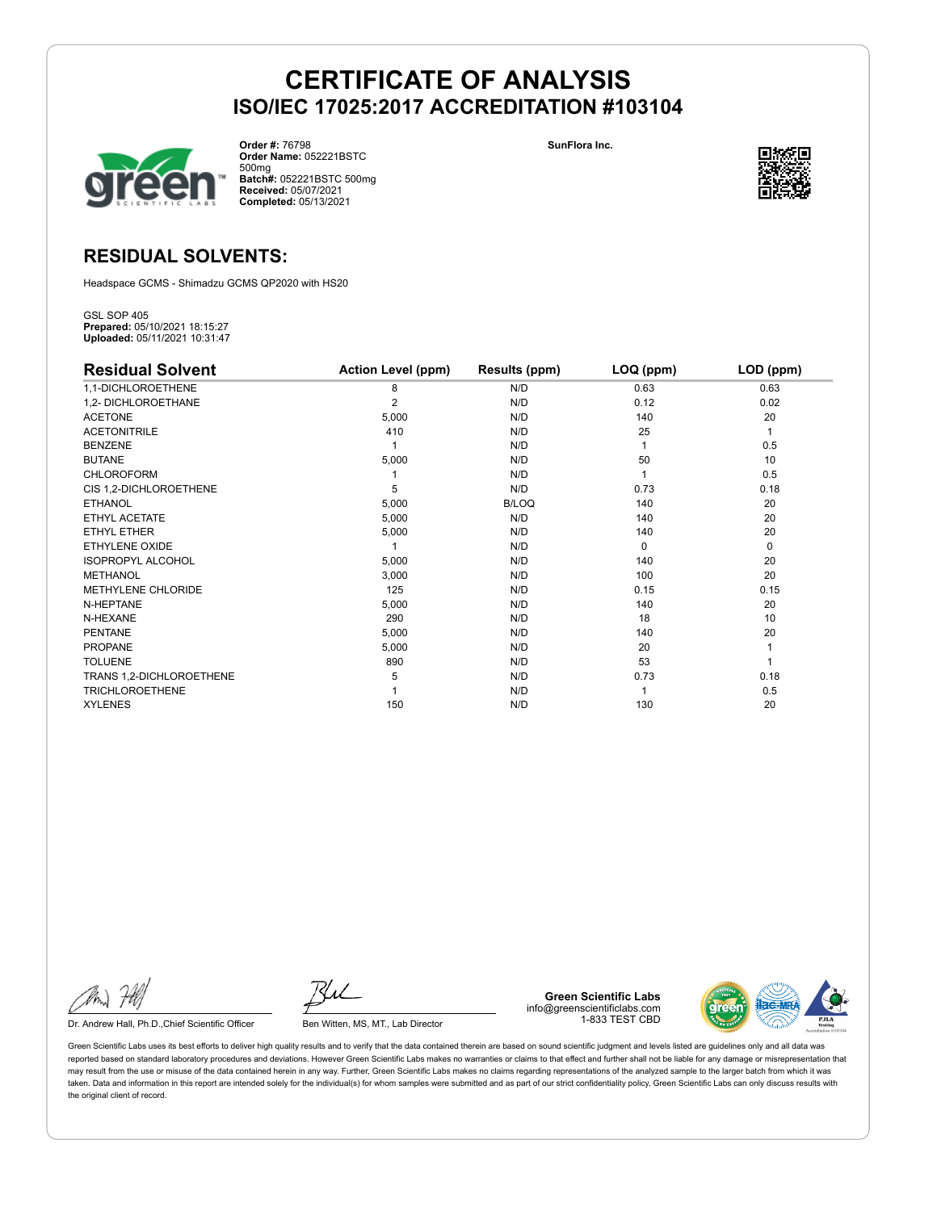# CERTIFICATE OF ANALYSIS
## ISO/IEC 17025:2017 ACCREDITATION #103104

**Order #:** 76798
**Order Name:** 052221BSTC 500mg
**Batch#:** 052221BSTC 500mg
**Received:** 05/07/2021
**Completed:** 05/13/2021

**SunFlora Inc.**

## RESIDUAL SOLVENTS:

Headspace GCMS - Shimadzu GCMS QP2020 with HS20

GSL SOP 405
**Prepared:** 05/10/2021 18:15:27
**Uploaded:** 05/11/2021 10:31:47

| Residual Solvent | Action Level (ppm) | Results (ppm) | LOQ (ppm) | LOD (ppm) |
|---|---|---|---|---|
| 1,1-DICHLOROETHENE | 8 | N/D | 0.63 | 0.63 |
| 1,2- DICHLOROETHANE | 2 | N/D | 0.12 | 0.02 |
| ACETONE | 5,000 | N/D | 140 | 20 |
| ACETONITRILE | 410 | N/D | 25 | 1 |
| BENZENE | 1 | N/D | 1 | 0.5 |
| BUTANE | 5,000 | N/D | 50 | 10 |
| CHLOROFORM | 1 | N/D | 1 | 0.5 |
| CIS 1,2-DICHLOROETHENE | 5 | N/D | 0.73 | 0.18 |
| ETHANOL | 5,000 | B/LOQ | 140 | 20 |
| ETHYL ACETATE | 5,000 | N/D | 140 | 20 |
| ETHYL ETHER | 5,000 | N/D | 140 | 20 |
| ETHYLENE OXIDE | 1 | N/D | 0 | 0 |
| ISOPROPYL ALCOHOL | 5,000 | N/D | 140 | 20 |
| METHANOL | 3,000 | N/D | 100 | 20 |
| METHYLENE CHLORIDE | 125 | N/D | 0.15 | 0.15 |
| N-HEPTANE | 5,000 | N/D | 140 | 20 |
| N-HEXANE | 290 | N/D | 18 | 10 |
| PENTANE | 5,000 | N/D | 140 | 20 |
| PROPANE | 5,000 | N/D | 20 | 1 |
| TOLUENE | 890 | N/D | 53 | 1 |
| TRANS 1,2-DICHLOROETHENE | 5 | N/D | 0.73 | 0.18 |
| TRICHLOROETHENE | 1 | N/D | 1 | 0.5 |
| XYLENES | 150 | N/D | 130 | 20 |

Dr. Andrew Hall, Ph.D.,Chief Scientific Officer

Ben Witten, MS, MT., Lab Director

**Green Scientific Labs**
info@greenscientificlabs.com
1-833 TEST CBD

Green Scientific Labs uses its best efforts to deliver high quality results and to verify that the data contained therein are based on sound scientific judgment and levels listed are guidelines only and all data was reported based on standard laboratory procedures and deviations. However Green Scientific Labs makes no warranties or claims to that effect and further shall not be liable for any damage or misrepresentation that may result from the use or misuse of the data contained herein in any way. Further, Green Scientific Labs makes no claims regarding representations of the analyzed sample to the larger batch from which it was taken. Data and information in this report are intended solely for the individual(s) for whom samples were submitted and as part of our strict confidentiality policy, Green Scientific Labs can only discuss results with the original client of record.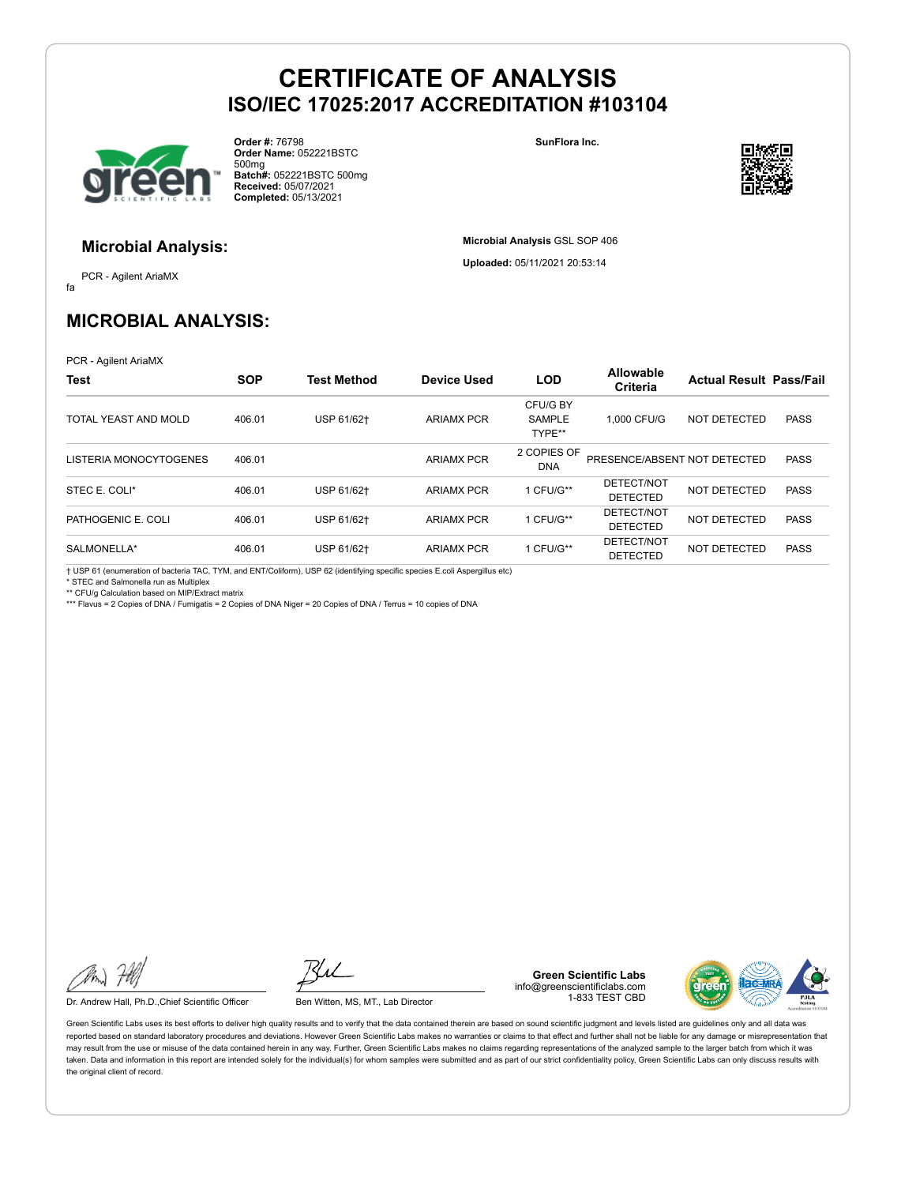# CERTIFICATE OF ANALYSIS
## ISO/IEC 17025:2017 ACCREDITATION #103104

**Order #:** 76798
**Order Name:** 052221BSTC 500mg
**Batch#:** 052221BSTC 500mg
**Received:** 05/07/2021
**Completed:** 05/13/2021

**SunFlora Inc.**

### Microbial Analysis:

PCR - Agilent AriaMX

fa

**Microbial Analysis** GSL SOP 406

**Uploaded:** 05/11/2021 20:53:14

## MICROBIAL ANALYSIS:

PCR - Agilent AriaMX

| Test | SOP | Test Method | Device Used | LOD | Allowable Criteria | Actual Result | Pass/Fail |
|---|---|---|---|---|---|---|---|
| TOTAL YEAST AND MOLD | 406.01 | USP 61/62† | ARIAMX PCR | CFU/G BY SAMPLE TYPE** | 1,000 CFU/G | NOT DETECTED | PASS |
| LISTERIA MONOCYTOGENES | 406.01 | | ARIAMX PCR | 2 COPIES OF DNA | PRESENCE/ABSENT | NOT DETECTED | PASS |
| STEC E. COLI* | 406.01 | USP 61/62† | ARIAMX PCR | 1 CFU/G** | DETECT/NOT DETECTED | NOT DETECTED | PASS |
| PATHOGENIC E. COLI | 406.01 | USP 61/62† | ARIAMX PCR | 1 CFU/G** | DETECT/NOT DETECTED | NOT DETECTED | PASS |
| SALMONELLA* | 406.01 | USP 61/62† | ARIAMX PCR | 1 CFU/G** | DETECT/NOT DETECTED | NOT DETECTED | PASS |

† USP 61 (enumeration of bacteria TAC, TYM, and ENT/Coliform), USP 62 (identifying specific species E.coli Aspergillus etc)
* STEC and Salmonella run as Multiplex
** CFU/g Calculation based on MIP/Extract matrix
*** Flavus = 2 Copies of DNA / Fumigatis = 2 Copies of DNA Niger = 20 Copies of DNA / Terrus = 10 copies of DNA

Dr. Andrew Hall, Ph.D.,Chief Scientific Officer

Ben Witten, MS, MT., Lab Director

**Green Scientific Labs**
info@greenscientificlabs.com
1-833 TEST CBD

Green Scientific Labs uses its best efforts to deliver high quality results and to verify that the data contained therein are based on sound scientific judgment and levels listed are guidelines only and all data was reported based on standard laboratory procedures and deviations. However Green Scientific Labs makes no warranties or claims to that effect and further shall not be liable for any damage or misrepresentation that may result from the use or misuse of the data contained herein in any way. Further, Green Scientific Labs makes no claims regarding representations of the analyzed sample to the larger batch from which it was taken. Data and information in this report are intended solely for the individual(s) for whom samples were submitted and as part of our strict confidentiality policy, Green Scientific Labs can only discuss results with the original client of record.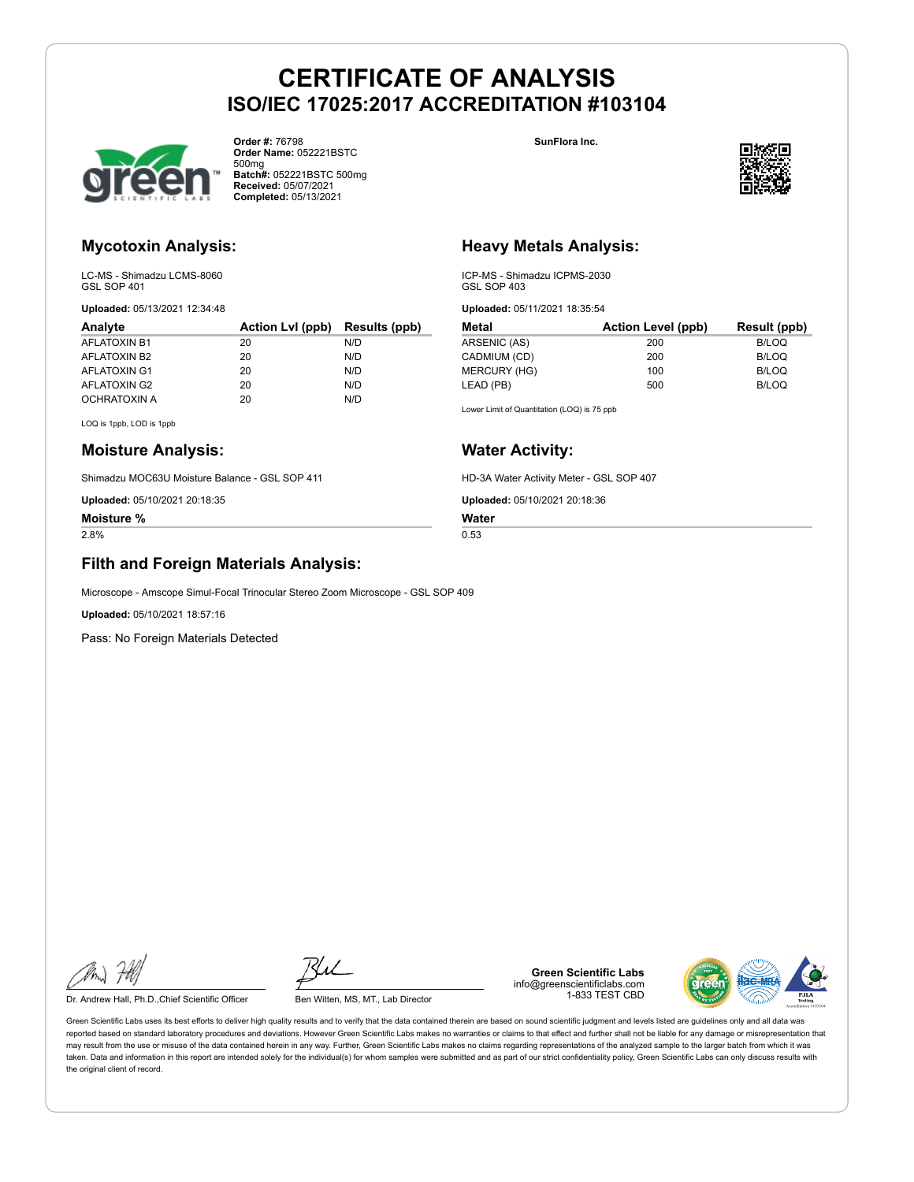# CERTIFICATE OF ANALYSIS

## ISO/IEC 17025:2017 ACCREDITATION #103104

**Order #:** 76798
**Order Name:** 052221BSTC 500mg
**Batch#:** 052221BSTC 500mg
**Received:** 05/07/2021
**Completed:** 05/13/2021

**SunFlora Inc.**

## Mycotoxin Analysis:

LC-MS - Shimadzu LCMS-8060
GSL SOP 401

**Uploaded:** 05/13/2021 12:34:48

| Analyte | Action Lvl (ppb) | Results (ppb) |
|---|---|---|
| AFLATOXIN B1 | 20 | N/D |
| AFLATOXIN B2 | 20 | N/D |
| AFLATOXIN G1 | 20 | N/D |
| AFLATOXIN G2 | 20 | N/D |
| OCHRATOXIN A | 20 | N/D |

LOQ is 1ppb, LOD is 1ppb

## Heavy Metals Analysis:

ICP-MS - Shimadzu ICPMS-2030
GSL SOP 403

**Uploaded:** 05/11/2021 18:35:54

| Metal | Action Level (ppb) | Result (ppb) |
|---|---|---|
| ARSENIC (AS) | 200 | B/LOQ |
| CADMIUM (CD) | 200 | B/LOQ |
| MERCURY (HG) | 100 | B/LOQ |
| LEAD (PB) | 500 | B/LOQ |

Lower Limit of Quantitation (LOQ) is 75 ppb

## Moisture Analysis:

Shimadzu MOC63U Moisture Balance - GSL SOP 411

**Uploaded:** 05/10/2021 20:18:35

| Moisture % |
|---|
| 2.8% |

## Water Activity:

HD-3A Water Activity Meter - GSL SOP 407

**Uploaded:** 05/10/2021 20:18:36

| Water |
|---|
| 0.53 |

## Filth and Foreign Materials Analysis:

Microscope - Amscope Simul-Focal Trinocular Stereo Zoom Microscope - GSL SOP 409

**Uploaded:** 05/10/2021 18:57:16

Pass: No Foreign Materials Detected

Dr. Andrew Hall, Ph.D.,Chief Scientific Officer

Ben Witten, MS, MT., Lab Director

**Green Scientific Labs**
info@greenscientificlabs.com
1-833 TEST CBD

Green Scientific Labs uses its best efforts to deliver high quality results and to verify that the data contained therein are based on sound scientific judgment and levels listed are guidelines only and all data was reported based on standard laboratory procedures and deviations. However Green Scientific Labs makes no warranties or claims to that effect and further shall not be liable for any damage or misrepresentation that may result from the use or misuse of the data contained herein in any way. Further, Green Scientific Labs makes no claims regarding representations of the analyzed sample to the larger batch from which it was taken. Data and information in this report are intended solely for the individual(s) for whom samples were submitted and as part of our strict confidentiality policy, Green Scientific Labs can only discuss results with the original client of record.